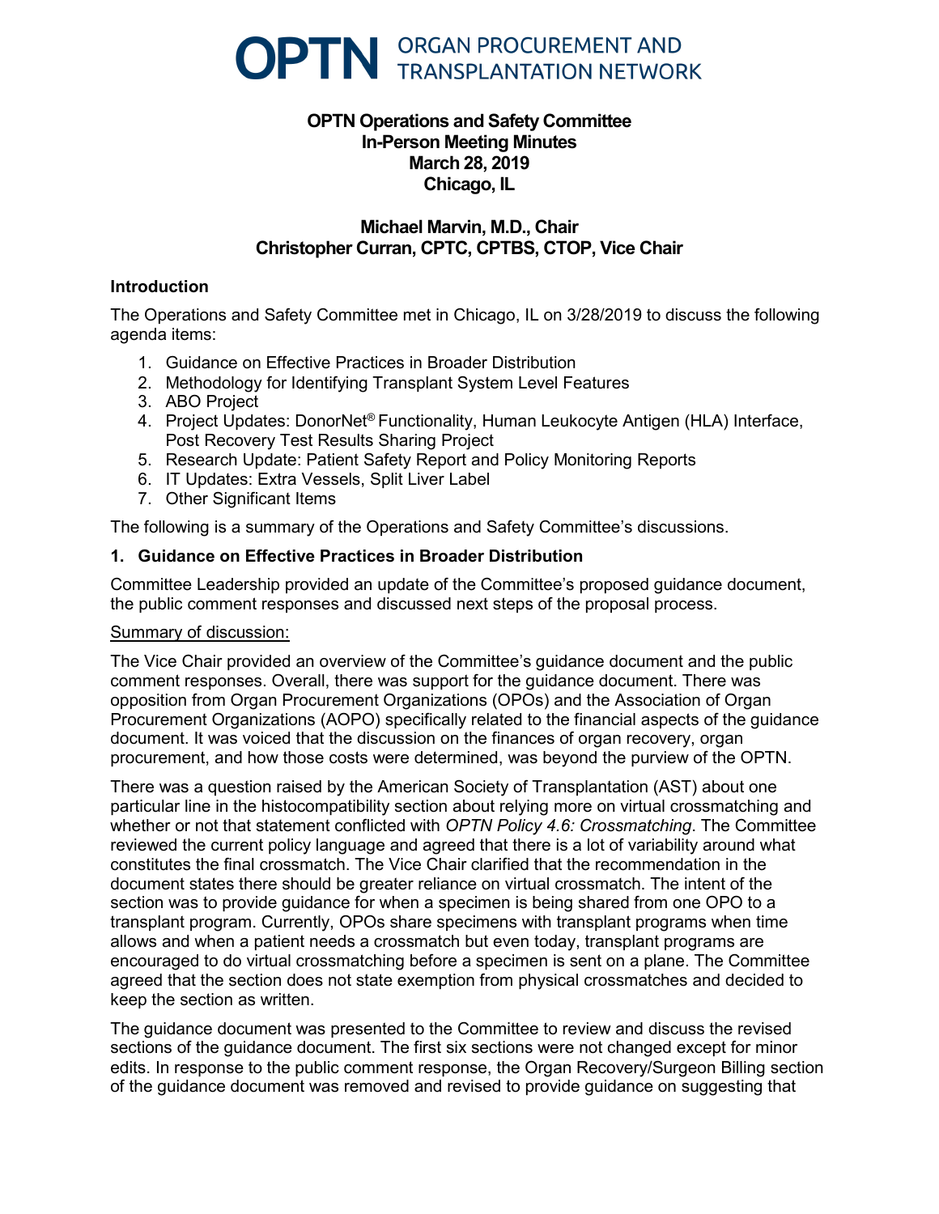# OPTN ORGAN PROCUREMENT AND TRANSPLANTATION NETWORK

**OPTN Operations and Safety Committee**
**In-Person Meeting Minutes**
**March 28, 2019**
**Chicago, IL**

**Michael Marvin, M.D., Chair**
**Christopher Curran, CPTC, CPTBS, CTOP, Vice Chair**

## Introduction

The Operations and Safety Committee met in Chicago, IL on 3/28/2019 to discuss the following agenda items:

1. Guidance on Effective Practices in Broader Distribution
2. Methodology for Identifying Transplant System Level Features
3. ABO Project
4. Project Updates: DonorNet® Functionality, Human Leukocyte Antigen (HLA) Interface, Post Recovery Test Results Sharing Project
5. Research Update: Patient Safety Report and Policy Monitoring Reports
6. IT Updates: Extra Vessels, Split Liver Label
7. Other Significant Items

The following is a summary of the Operations and Safety Committee's discussions.

## 1. Guidance on Effective Practices in Broader Distribution

Committee Leadership provided an update of the Committee's proposed guidance document, the public comment responses and discussed next steps of the proposal process.

Summary of discussion:

The Vice Chair provided an overview of the Committee's guidance document and the public comment responses. Overall, there was support for the guidance document. There was opposition from Organ Procurement Organizations (OPOs) and the Association of Organ Procurement Organizations (AOPO) specifically related to the financial aspects of the guidance document. It was voiced that the discussion on the finances of organ recovery, organ procurement, and how those costs were determined, was beyond the purview of the OPTN.

There was a question raised by the American Society of Transplantation (AST) about one particular line in the histocompatibility section about relying more on virtual crossmatching and whether or not that statement conflicted with *OPTN Policy 4.6: Crossmatching*. The Committee reviewed the current policy language and agreed that there is a lot of variability around what constitutes the final crossmatch. The Vice Chair clarified that the recommendation in the document states there should be greater reliance on virtual crossmatch. The intent of the section was to provide guidance for when a specimen is being shared from one OPO to a transplant program. Currently, OPOs share specimens with transplant programs when time allows and when a patient needs a crossmatch but even today, transplant programs are encouraged to do virtual crossmatching before a specimen is sent on a plane. The Committee agreed that the section does not state exemption from physical crossmatches and decided to keep the section as written.

The guidance document was presented to the Committee to review and discuss the revised sections of the guidance document. The first six sections were not changed except for minor edits. In response to the public comment response, the Organ Recovery/Surgeon Billing section of the guidance document was removed and revised to provide guidance on suggesting that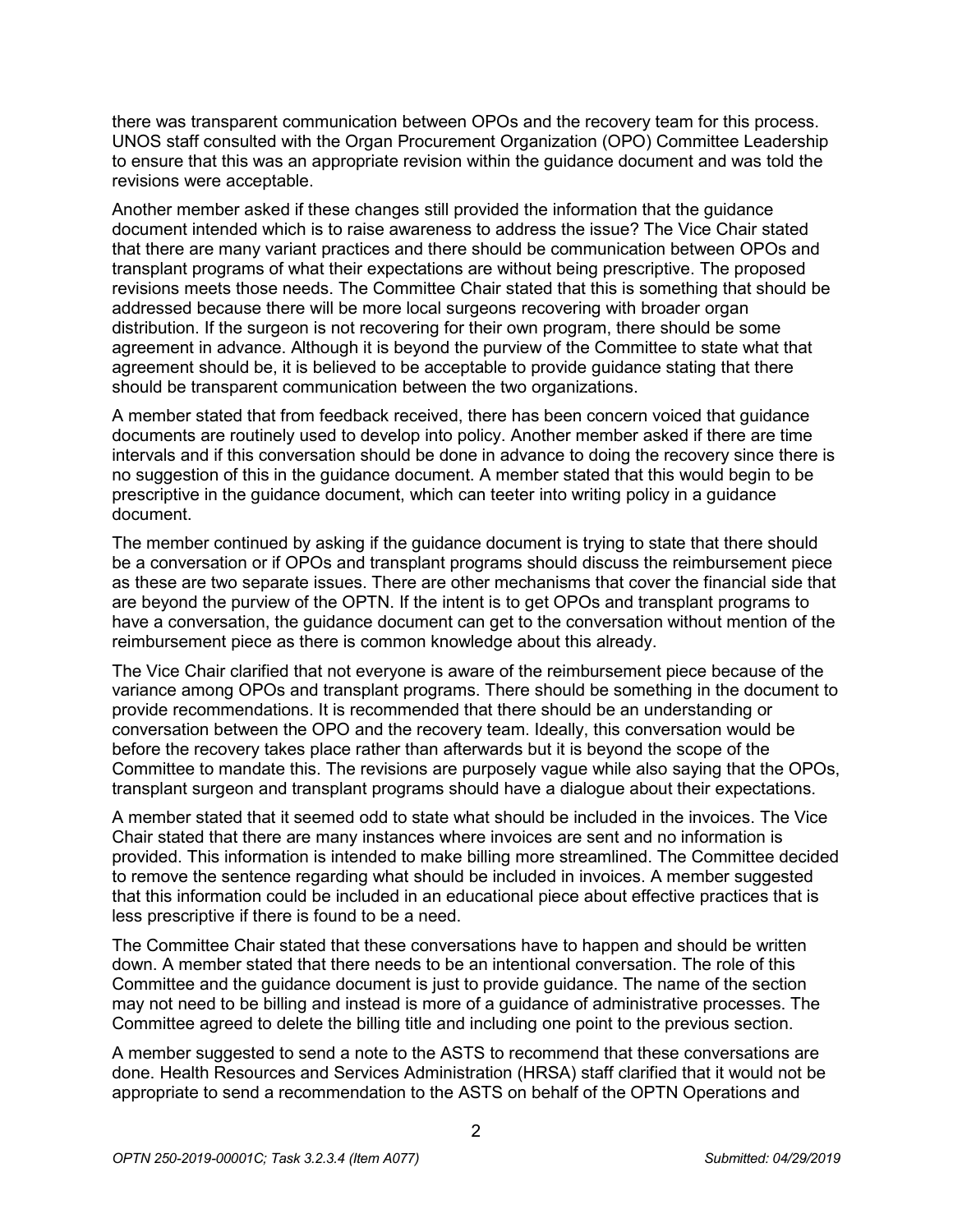there was transparent communication between OPOs and the recovery team for this process. UNOS staff consulted with the Organ Procurement Organization (OPO) Committee Leadership to ensure that this was an appropriate revision within the guidance document and was told the revisions were acceptable.

Another member asked if these changes still provided the information that the guidance document intended which is to raise awareness to address the issue? The Vice Chair stated that there are many variant practices and there should be communication between OPOs and transplant programs of what their expectations are without being prescriptive. The proposed revisions meets those needs. The Committee Chair stated that this is something that should be addressed because there will be more local surgeons recovering with broader organ distribution. If the surgeon is not recovering for their own program, there should be some agreement in advance. Although it is beyond the purview of the Committee to state what that agreement should be, it is believed to be acceptable to provide guidance stating that there should be transparent communication between the two organizations.

A member stated that from feedback received, there has been concern voiced that guidance documents are routinely used to develop into policy. Another member asked if there are time intervals and if this conversation should be done in advance to doing the recovery since there is no suggestion of this in the guidance document. A member stated that this would begin to be prescriptive in the guidance document, which can teeter into writing policy in a guidance document.

The member continued by asking if the guidance document is trying to state that there should be a conversation or if OPOs and transplant programs should discuss the reimbursement piece as these are two separate issues. There are other mechanisms that cover the financial side that are beyond the purview of the OPTN. If the intent is to get OPOs and transplant programs to have a conversation, the guidance document can get to the conversation without mention of the reimbursement piece as there is common knowledge about this already.

The Vice Chair clarified that not everyone is aware of the reimbursement piece because of the variance among OPOs and transplant programs. There should be something in the document to provide recommendations. It is recommended that there should be an understanding or conversation between the OPO and the recovery team. Ideally, this conversation would be before the recovery takes place rather than afterwards but it is beyond the scope of the Committee to mandate this. The revisions are purposely vague while also saying that the OPOs, transplant surgeon and transplant programs should have a dialogue about their expectations.

A member stated that it seemed odd to state what should be included in the invoices. The Vice Chair stated that there are many instances where invoices are sent and no information is provided. This information is intended to make billing more streamlined. The Committee decided to remove the sentence regarding what should be included in invoices. A member suggested that this information could be included in an educational piece about effective practices that is less prescriptive if there is found to be a need.

The Committee Chair stated that these conversations have to happen and should be written down. A member stated that there needs to be an intentional conversation. The role of this Committee and the guidance document is just to provide guidance. The name of the section may not need to be billing and instead is more of a guidance of administrative processes. The Committee agreed to delete the billing title and including one point to the previous section.

A member suggested to send a note to the ASTS to recommend that these conversations are done. Health Resources and Services Administration (HRSA) staff clarified that it would not be appropriate to send a recommendation to the ASTS on behalf of the OPTN Operations and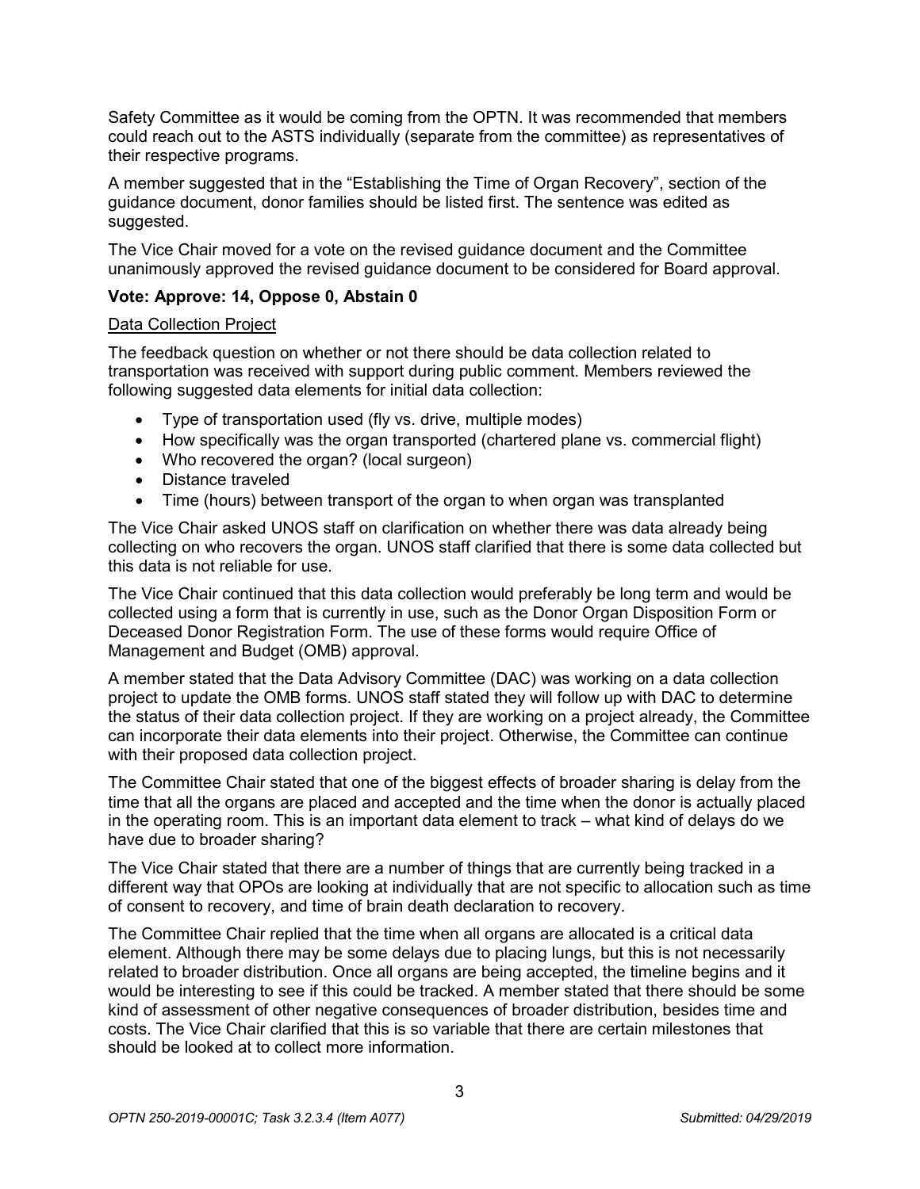Safety Committee as it would be coming from the OPTN. It was recommended that members could reach out to the ASTS individually (separate from the committee) as representatives of their respective programs.

A member suggested that in the "Establishing the Time of Organ Recovery", section of the guidance document, donor families should be listed first. The sentence was edited as suggested.

The Vice Chair moved for a vote on the revised guidance document and the Committee unanimously approved the revised guidance document to be considered for Board approval.

**Vote: Approve: 14, Oppose 0, Abstain 0**

Data Collection Project

The feedback question on whether or not there should be data collection related to transportation was received with support during public comment. Members reviewed the following suggested data elements for initial data collection:

- Type of transportation used (fly vs. drive, multiple modes)
- How specifically was the organ transported (chartered plane vs. commercial flight)
- Who recovered the organ? (local surgeon)
- Distance traveled
- Time (hours) between transport of the organ to when organ was transplanted

The Vice Chair asked UNOS staff on clarification on whether there was data already being collecting on who recovers the organ. UNOS staff clarified that there is some data collected but this data is not reliable for use.

The Vice Chair continued that this data collection would preferably be long term and would be collected using a form that is currently in use, such as the Donor Organ Disposition Form or Deceased Donor Registration Form. The use of these forms would require Office of Management and Budget (OMB) approval.

A member stated that the Data Advisory Committee (DAC) was working on a data collection project to update the OMB forms. UNOS staff stated they will follow up with DAC to determine the status of their data collection project. If they are working on a project already, the Committee can incorporate their data elements into their project. Otherwise, the Committee can continue with their proposed data collection project.

The Committee Chair stated that one of the biggest effects of broader sharing is delay from the time that all the organs are placed and accepted and the time when the donor is actually placed in the operating room. This is an important data element to track – what kind of delays do we have due to broader sharing?

The Vice Chair stated that there are a number of things that are currently being tracked in a different way that OPOs are looking at individually that are not specific to allocation such as time of consent to recovery, and time of brain death declaration to recovery.

The Committee Chair replied that the time when all organs are allocated is a critical data element. Although there may be some delays due to placing lungs, but this is not necessarily related to broader distribution. Once all organs are being accepted, the timeline begins and it would be interesting to see if this could be tracked. A member stated that there should be some kind of assessment of other negative consequences of broader distribution, besides time and costs. The Vice Chair clarified that this is so variable that there are certain milestones that should be looked at to collect more information.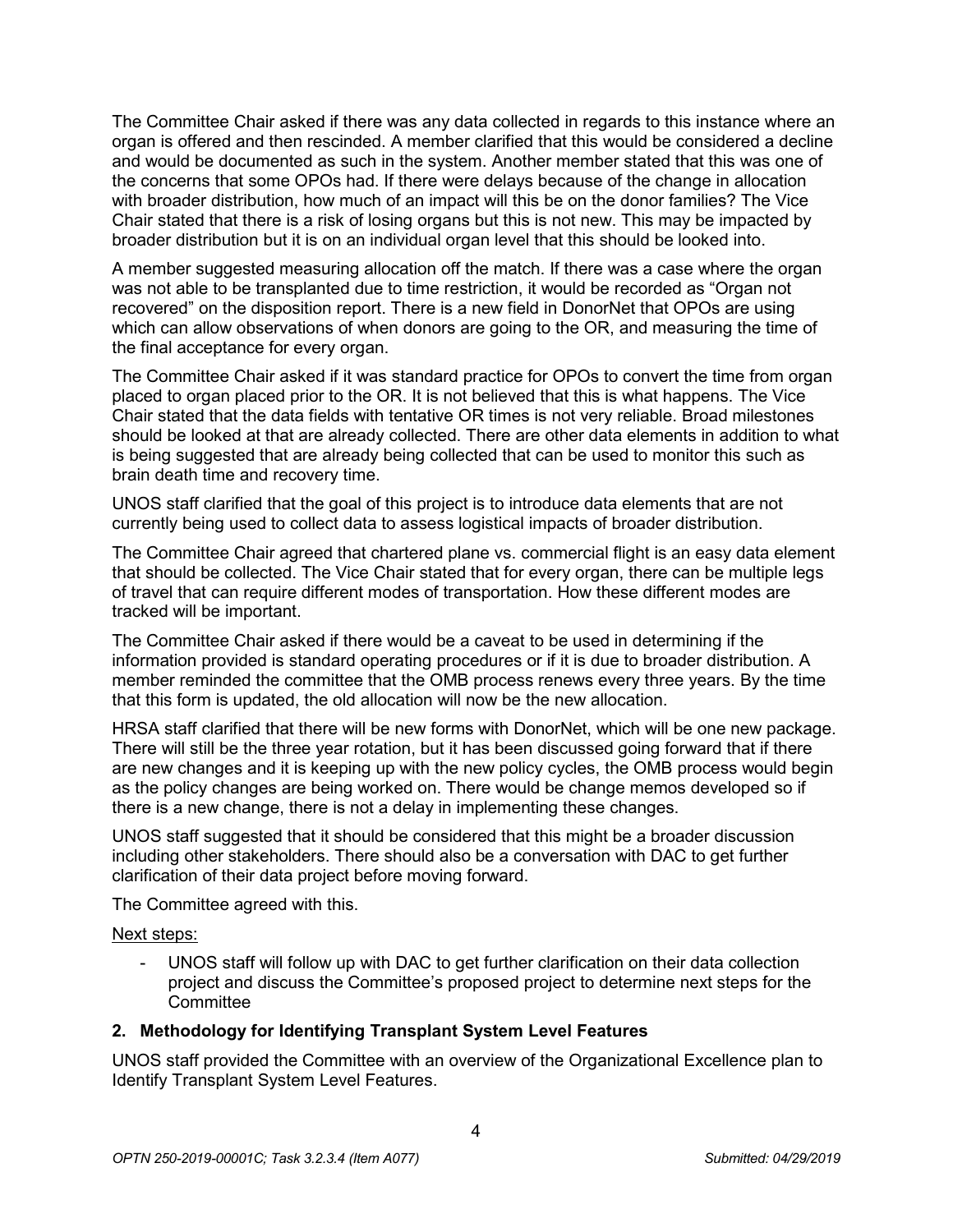The Committee Chair asked if there was any data collected in regards to this instance where an organ is offered and then rescinded. A member clarified that this would be considered a decline and would be documented as such in the system. Another member stated that this was one of the concerns that some OPOs had. If there were delays because of the change in allocation with broader distribution, how much of an impact will this be on the donor families? The Vice Chair stated that there is a risk of losing organs but this is not new. This may be impacted by broader distribution but it is on an individual organ level that this should be looked into.

A member suggested measuring allocation off the match. If there was a case where the organ was not able to be transplanted due to time restriction, it would be recorded as "Organ not recovered" on the disposition report. There is a new field in DonorNet that OPOs are using which can allow observations of when donors are going to the OR, and measuring the time of the final acceptance for every organ.

The Committee Chair asked if it was standard practice for OPOs to convert the time from organ placed to organ placed prior to the OR. It is not believed that this is what happens. The Vice Chair stated that the data fields with tentative OR times is not very reliable. Broad milestones should be looked at that are already collected. There are other data elements in addition to what is being suggested that are already being collected that can be used to monitor this such as brain death time and recovery time.

UNOS staff clarified that the goal of this project is to introduce data elements that are not currently being used to collect data to assess logistical impacts of broader distribution.

The Committee Chair agreed that chartered plane vs. commercial flight is an easy data element that should be collected. The Vice Chair stated that for every organ, there can be multiple legs of travel that can require different modes of transportation. How these different modes are tracked will be important.

The Committee Chair asked if there would be a caveat to be used in determining if the information provided is standard operating procedures or if it is due to broader distribution. A member reminded the committee that the OMB process renews every three years. By the time that this form is updated, the old allocation will now be the new allocation.

HRSA staff clarified that there will be new forms with DonorNet, which will be one new package. There will still be the three year rotation, but it has been discussed going forward that if there are new changes and it is keeping up with the new policy cycles, the OMB process would begin as the policy changes are being worked on. There would be change memos developed so if there is a new change, there is not a delay in implementing these changes.

UNOS staff suggested that it should be considered that this might be a broader discussion including other stakeholders. There should also be a conversation with DAC to get further clarification of their data project before moving forward.

The Committee agreed with this.

<u>Next steps:</u>

- UNOS staff will follow up with DAC to get further clarification on their data collection project and discuss the Committee's proposed project to determine next steps for the Committee

**2. Methodology for Identifying Transplant System Level Features**

UNOS staff provided the Committee with an overview of the Organizational Excellence plan to Identify Transplant System Level Features.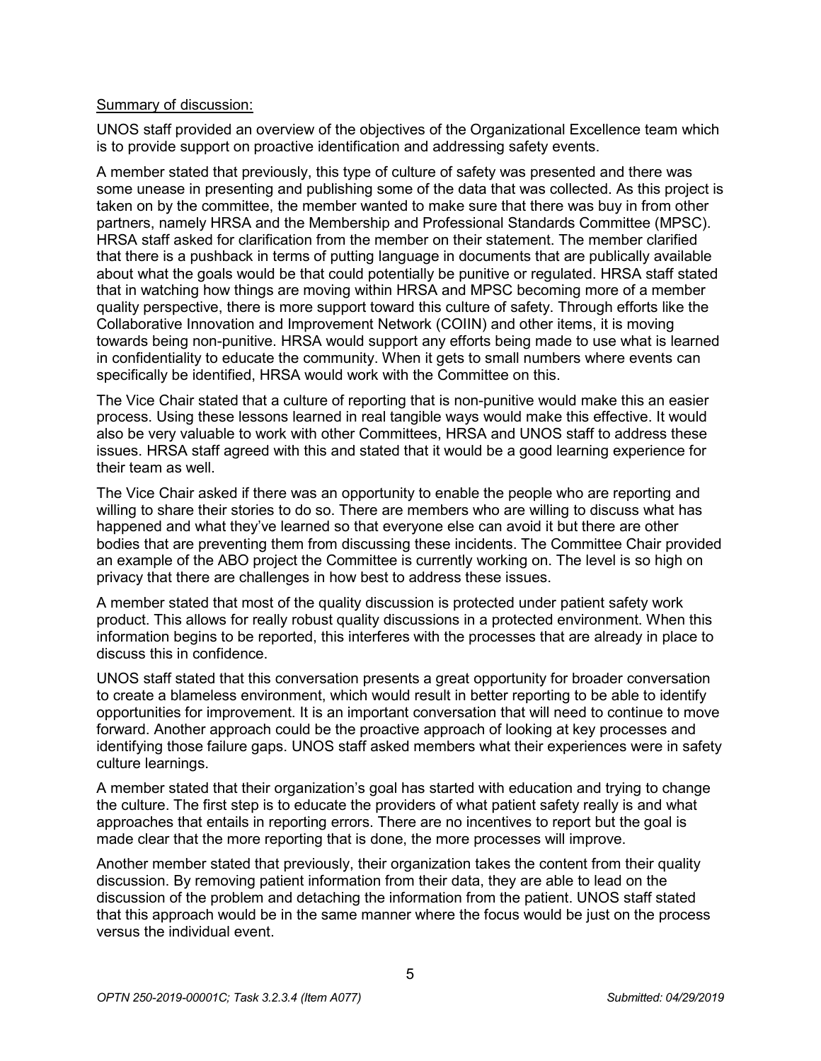Summary of discussion:

UNOS staff provided an overview of the objectives of the Organizational Excellence team which is to provide support on proactive identification and addressing safety events.

A member stated that previously, this type of culture of safety was presented and there was some unease in presenting and publishing some of the data that was collected. As this project is taken on by the committee, the member wanted to make sure that there was buy in from other partners, namely HRSA and the Membership and Professional Standards Committee (MPSC). HRSA staff asked for clarification from the member on their statement. The member clarified that there is a pushback in terms of putting language in documents that are publically available about what the goals would be that could potentially be punitive or regulated. HRSA staff stated that in watching how things are moving within HRSA and MPSC becoming more of a member quality perspective, there is more support toward this culture of safety. Through efforts like the Collaborative Innovation and Improvement Network (COIIN) and other items, it is moving towards being non-punitive. HRSA would support any efforts being made to use what is learned in confidentiality to educate the community. When it gets to small numbers where events can specifically be identified, HRSA would work with the Committee on this.

The Vice Chair stated that a culture of reporting that is non-punitive would make this an easier process. Using these lessons learned in real tangible ways would make this effective. It would also be very valuable to work with other Committees, HRSA and UNOS staff to address these issues. HRSA staff agreed with this and stated that it would be a good learning experience for their team as well.

The Vice Chair asked if there was an opportunity to enable the people who are reporting and willing to share their stories to do so. There are members who are willing to discuss what has happened and what they've learned so that everyone else can avoid it but there are other bodies that are preventing them from discussing these incidents. The Committee Chair provided an example of the ABO project the Committee is currently working on. The level is so high on privacy that there are challenges in how best to address these issues.

A member stated that most of the quality discussion is protected under patient safety work product. This allows for really robust quality discussions in a protected environment. When this information begins to be reported, this interferes with the processes that are already in place to discuss this in confidence.

UNOS staff stated that this conversation presents a great opportunity for broader conversation to create a blameless environment, which would result in better reporting to be able to identify opportunities for improvement. It is an important conversation that will need to continue to move forward. Another approach could be the proactive approach of looking at key processes and identifying those failure gaps. UNOS staff asked members what their experiences were in safety culture learnings.

A member stated that their organization's goal has started with education and trying to change the culture. The first step is to educate the providers of what patient safety really is and what approaches that entails in reporting errors. There are no incentives to report but the goal is made clear that the more reporting that is done, the more processes will improve.

Another member stated that previously, their organization takes the content from their quality discussion. By removing patient information from their data, they are able to lead on the discussion of the problem and detaching the information from the patient. UNOS staff stated that this approach would be in the same manner where the focus would be just on the process versus the individual event.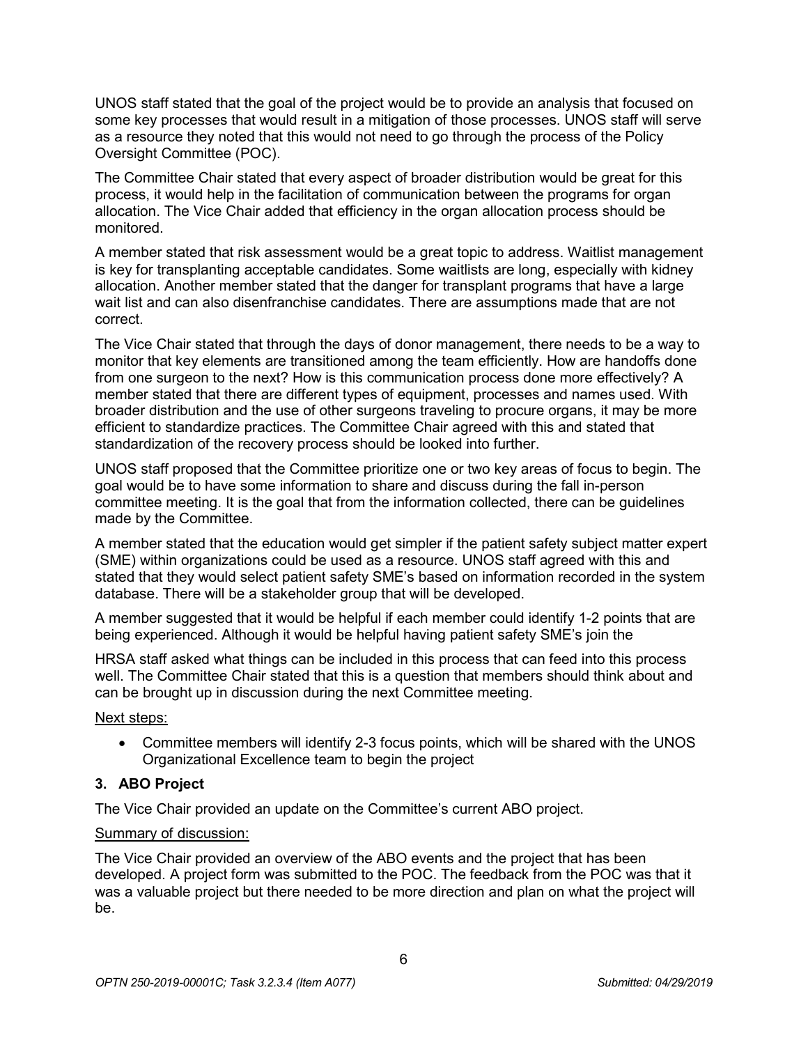UNOS staff stated that the goal of the project would be to provide an analysis that focused on some key processes that would result in a mitigation of those processes. UNOS staff will serve as a resource they noted that this would not need to go through the process of the Policy Oversight Committee (POC).

The Committee Chair stated that every aspect of broader distribution would be great for this process, it would help in the facilitation of communication between the programs for organ allocation. The Vice Chair added that efficiency in the organ allocation process should be monitored.

A member stated that risk assessment would be a great topic to address. Waitlist management is key for transplanting acceptable candidates. Some waitlists are long, especially with kidney allocation. Another member stated that the danger for transplant programs that have a large wait list and can also disenfranchise candidates. There are assumptions made that are not correct.

The Vice Chair stated that through the days of donor management, there needs to be a way to monitor that key elements are transitioned among the team efficiently. How are handoffs done from one surgeon to the next? How is this communication process done more effectively? A member stated that there are different types of equipment, processes and names used. With broader distribution and the use of other surgeons traveling to procure organs, it may be more efficient to standardize practices. The Committee Chair agreed with this and stated that standardization of the recovery process should be looked into further.

UNOS staff proposed that the Committee prioritize one or two key areas of focus to begin. The goal would be to have some information to share and discuss during the fall in-person committee meeting. It is the goal that from the information collected, there can be guidelines made by the Committee.

A member stated that the education would get simpler if the patient safety subject matter expert (SME) within organizations could be used as a resource. UNOS staff agreed with this and stated that they would select patient safety SME's based on information recorded in the system database. There will be a stakeholder group that will be developed.

A member suggested that it would be helpful if each member could identify 1-2 points that are being experienced. Although it would be helpful having patient safety SME's join the

HRSA staff asked what things can be included in this process that can feed into this process well. The Committee Chair stated that this is a question that members should think about and can be brought up in discussion during the next Committee meeting.

Next steps:

- Committee members will identify 2-3 focus points, which will be shared with the UNOS Organizational Excellence team to begin the project

### 3. ABO Project

The Vice Chair provided an update on the Committee's current ABO project.

Summary of discussion:

The Vice Chair provided an overview of the ABO events and the project that has been developed. A project form was submitted to the POC. The feedback from the POC was that it was a valuable project but there needed to be more direction and plan on what the project will be.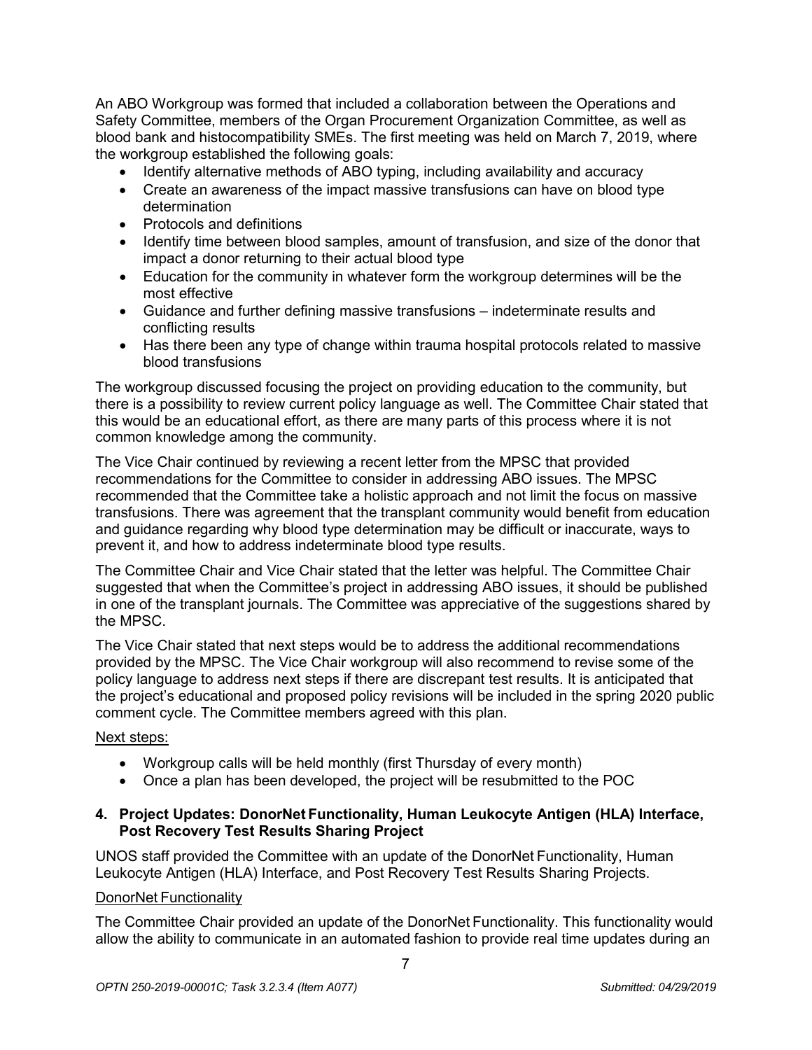An ABO Workgroup was formed that included a collaboration between the Operations and Safety Committee, members of the Organ Procurement Organization Committee, as well as blood bank and histocompatibility SMEs. The first meeting was held on March 7, 2019, where the workgroup established the following goals:

- Identify alternative methods of ABO typing, including availability and accuracy
- Create an awareness of the impact massive transfusions can have on blood type determination
- Protocols and definitions
- Identify time between blood samples, amount of transfusion, and size of the donor that impact a donor returning to their actual blood type
- Education for the community in whatever form the workgroup determines will be the most effective
- Guidance and further defining massive transfusions – indeterminate results and conflicting results
- Has there been any type of change within trauma hospital protocols related to massive blood transfusions

The workgroup discussed focusing the project on providing education to the community, but there is a possibility to review current policy language as well. The Committee Chair stated that this would be an educational effort, as there are many parts of this process where it is not common knowledge among the community.

The Vice Chair continued by reviewing a recent letter from the MPSC that provided recommendations for the Committee to consider in addressing ABO issues. The MPSC recommended that the Committee take a holistic approach and not limit the focus on massive transfusions. There was agreement that the transplant community would benefit from education and guidance regarding why blood type determination may be difficult or inaccurate, ways to prevent it, and how to address indeterminate blood type results.

The Committee Chair and Vice Chair stated that the letter was helpful. The Committee Chair suggested that when the Committee's project in addressing ABO issues, it should be published in one of the transplant journals. The Committee was appreciative of the suggestions shared by the MPSC.

The Vice Chair stated that next steps would be to address the additional recommendations provided by the MPSC. The Vice Chair workgroup will also recommend to revise some of the policy language to address next steps if there are discrepant test results. It is anticipated that the project's educational and proposed policy revisions will be included in the spring 2020 public comment cycle. The Committee members agreed with this plan.

Next steps:

- Workgroup calls will be held monthly (first Thursday of every month)
- Once a plan has been developed, the project will be resubmitted to the POC

### 4. Project Updates: DonorNet Functionality, Human Leukocyte Antigen (HLA) Interface, Post Recovery Test Results Sharing Project

UNOS staff provided the Committee with an update of the DonorNet Functionality, Human Leukocyte Antigen (HLA) Interface, and Post Recovery Test Results Sharing Projects.

DonorNet Functionality

The Committee Chair provided an update of the DonorNet Functionality. This functionality would allow the ability to communicate in an automated fashion to provide real time updates during an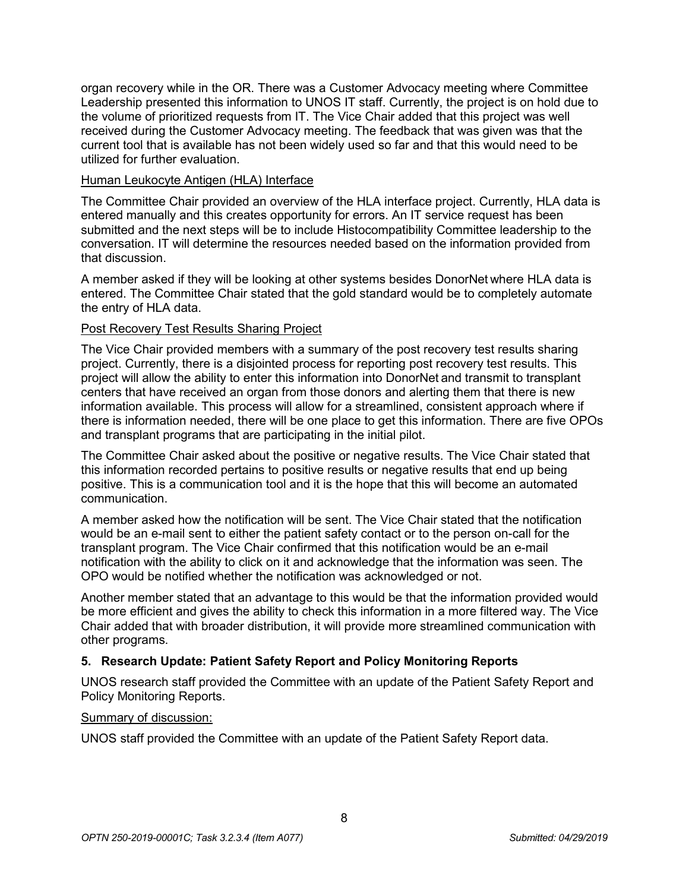organ recovery while in the OR. There was a Customer Advocacy meeting where Committee Leadership presented this information to UNOS IT staff. Currently, the project is on hold due to the volume of prioritized requests from IT. The Vice Chair added that this project was well received during the Customer Advocacy meeting. The feedback that was given was that the current tool that is available has not been widely used so far and that this would need to be utilized for further evaluation.

Human Leukocyte Antigen (HLA) Interface

The Committee Chair provided an overview of the HLA interface project. Currently, HLA data is entered manually and this creates opportunity for errors. An IT service request has been submitted and the next steps will be to include Histocompatibility Committee leadership to the conversation. IT will determine the resources needed based on the information provided from that discussion.

A member asked if they will be looking at other systems besides DonorNet where HLA data is entered. The Committee Chair stated that the gold standard would be to completely automate the entry of HLA data.

Post Recovery Test Results Sharing Project

The Vice Chair provided members with a summary of the post recovery test results sharing project. Currently, there is a disjointed process for reporting post recovery test results. This project will allow the ability to enter this information into DonorNet and transmit to transplant centers that have received an organ from those donors and alerting them that there is new information available. This process will allow for a streamlined, consistent approach where if there is information needed, there will be one place to get this information. There are five OPOs and transplant programs that are participating in the initial pilot.

The Committee Chair asked about the positive or negative results. The Vice Chair stated that this information recorded pertains to positive results or negative results that end up being positive. This is a communication tool and it is the hope that this will become an automated communication.

A member asked how the notification will be sent. The Vice Chair stated that the notification would be an e-mail sent to either the patient safety contact or to the person on-call for the transplant program. The Vice Chair confirmed that this notification would be an e-mail notification with the ability to click on it and acknowledge that the information was seen. The OPO would be notified whether the notification was acknowledged or not.

Another member stated that an advantage to this would be that the information provided would be more efficient and gives the ability to check this information in a more filtered way. The Vice Chair added that with broader distribution, it will provide more streamlined communication with other programs.

**5. Research Update: Patient Safety Report and Policy Monitoring Reports**

UNOS research staff provided the Committee with an update of the Patient Safety Report and Policy Monitoring Reports.

Summary of discussion:

UNOS staff provided the Committee with an update of the Patient Safety Report data.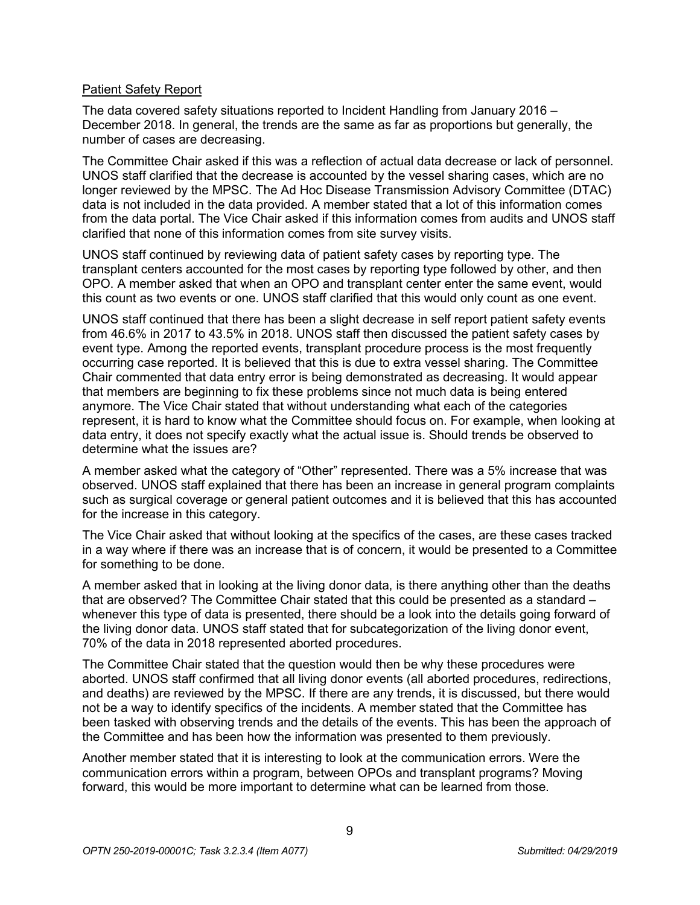Patient Safety Report

The data covered safety situations reported to Incident Handling from January 2016 – December 2018. In general, the trends are the same as far as proportions but generally, the number of cases are decreasing.

The Committee Chair asked if this was a reflection of actual data decrease or lack of personnel. UNOS staff clarified that the decrease is accounted by the vessel sharing cases, which are no longer reviewed by the MPSC. The Ad Hoc Disease Transmission Advisory Committee (DTAC) data is not included in the data provided. A member stated that a lot of this information comes from the data portal. The Vice Chair asked if this information comes from audits and UNOS staff clarified that none of this information comes from site survey visits.

UNOS staff continued by reviewing data of patient safety cases by reporting type. The transplant centers accounted for the most cases by reporting type followed by other, and then OPO. A member asked that when an OPO and transplant center enter the same event, would this count as two events or one. UNOS staff clarified that this would only count as one event.

UNOS staff continued that there has been a slight decrease in self report patient safety events from 46.6% in 2017 to 43.5% in 2018. UNOS staff then discussed the patient safety cases by event type. Among the reported events, transplant procedure process is the most frequently occurring case reported. It is believed that this is due to extra vessel sharing. The Committee Chair commented that data entry error is being demonstrated as decreasing. It would appear that members are beginning to fix these problems since not much data is being entered anymore. The Vice Chair stated that without understanding what each of the categories represent, it is hard to know what the Committee should focus on. For example, when looking at data entry, it does not specify exactly what the actual issue is. Should trends be observed to determine what the issues are?

A member asked what the category of "Other" represented. There was a 5% increase that was observed. UNOS staff explained that there has been an increase in general program complaints such as surgical coverage or general patient outcomes and it is believed that this has accounted for the increase in this category.

The Vice Chair asked that without looking at the specifics of the cases, are these cases tracked in a way where if there was an increase that is of concern, it would be presented to a Committee for something to be done.

A member asked that in looking at the living donor data, is there anything other than the deaths that are observed? The Committee Chair stated that this could be presented as a standard – whenever this type of data is presented, there should be a look into the details going forward of the living donor data. UNOS staff stated that for subcategorization of the living donor event, 70% of the data in 2018 represented aborted procedures.

The Committee Chair stated that the question would then be why these procedures were aborted. UNOS staff confirmed that all living donor events (all aborted procedures, redirections, and deaths) are reviewed by the MPSC. If there are any trends, it is discussed, but there would not be a way to identify specifics of the incidents. A member stated that the Committee has been tasked with observing trends and the details of the events. This has been the approach of the Committee and has been how the information was presented to them previously.

Another member stated that it is interesting to look at the communication errors. Were the communication errors within a program, between OPOs and transplant programs? Moving forward, this would be more important to determine what can be learned from those.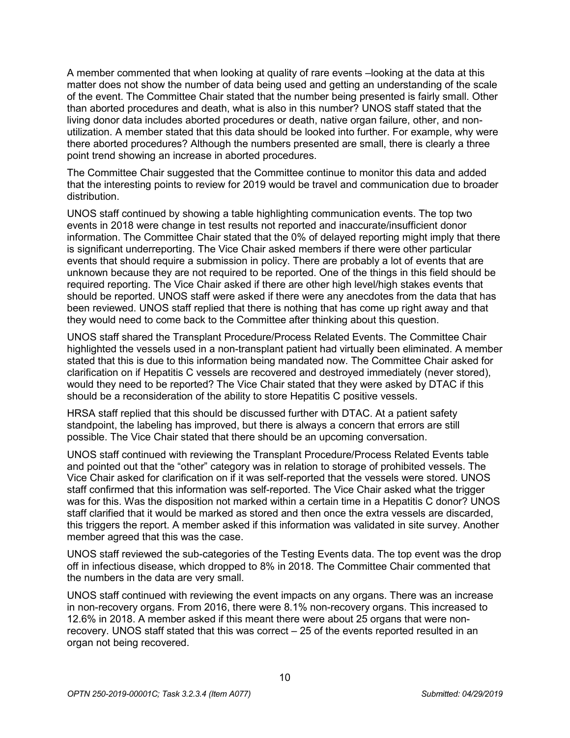A member commented that when looking at quality of rare events –looking at the data at this matter does not show the number of data being used and getting an understanding of the scale of the event. The Committee Chair stated that the number being presented is fairly small. Other than aborted procedures and death, what is also in this number? UNOS staff stated that the living donor data includes aborted procedures or death, native organ failure, other, and non-utilization. A member stated that this data should be looked into further. For example, why were there aborted procedures? Although the numbers presented are small, there is clearly a three point trend showing an increase in aborted procedures.

The Committee Chair suggested that the Committee continue to monitor this data and added that the interesting points to review for 2019 would be travel and communication due to broader distribution.

UNOS staff continued by showing a table highlighting communication events. The top two events in 2018 were change in test results not reported and inaccurate/insufficient donor information. The Committee Chair stated that the 0% of delayed reporting might imply that there is significant underreporting. The Vice Chair asked members if there were other particular events that should require a submission in policy. There are probably a lot of events that are unknown because they are not required to be reported. One of the things in this field should be required reporting. The Vice Chair asked if there are other high level/high stakes events that should be reported. UNOS staff were asked if there were any anecdotes from the data that has been reviewed. UNOS staff replied that there is nothing that has come up right away and that they would need to come back to the Committee after thinking about this question.

UNOS staff shared the Transplant Procedure/Process Related Events. The Committee Chair highlighted the vessels used in a non-transplant patient had virtually been eliminated. A member stated that this is due to this information being mandated now. The Committee Chair asked for clarification on if Hepatitis C vessels are recovered and destroyed immediately (never stored), would they need to be reported? The Vice Chair stated that they were asked by DTAC if this should be a reconsideration of the ability to store Hepatitis C positive vessels.

HRSA staff replied that this should be discussed further with DTAC. At a patient safety standpoint, the labeling has improved, but there is always a concern that errors are still possible. The Vice Chair stated that there should be an upcoming conversation.

UNOS staff continued with reviewing the Transplant Procedure/Process Related Events table and pointed out that the "other" category was in relation to storage of prohibited vessels. The Vice Chair asked for clarification on if it was self-reported that the vessels were stored. UNOS staff confirmed that this information was self-reported. The Vice Chair asked what the trigger was for this. Was the disposition not marked within a certain time in a Hepatitis C donor? UNOS staff clarified that it would be marked as stored and then once the extra vessels are discarded, this triggers the report. A member asked if this information was validated in site survey. Another member agreed that this was the case.

UNOS staff reviewed the sub-categories of the Testing Events data. The top event was the drop off in infectious disease, which dropped to 8% in 2018. The Committee Chair commented that the numbers in the data are very small.

UNOS staff continued with reviewing the event impacts on any organs. There was an increase in non-recovery organs. From 2016, there were 8.1% non-recovery organs. This increased to 12.6% in 2018. A member asked if this meant there were about 25 organs that were non-recovery. UNOS staff stated that this was correct – 25 of the events reported resulted in an organ not being recovered.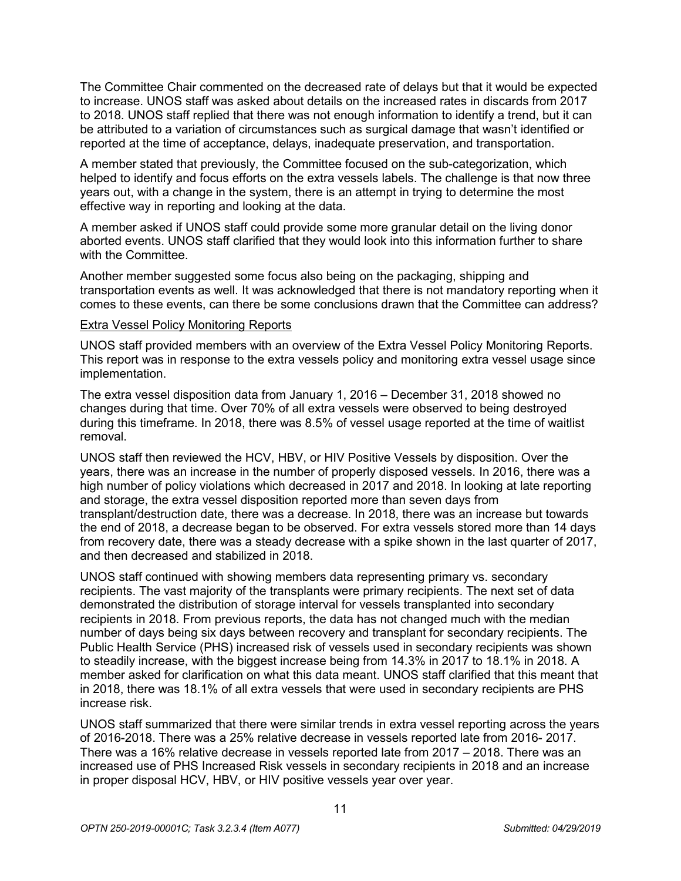The Committee Chair commented on the decreased rate of delays but that it would be expected to increase. UNOS staff was asked about details on the increased rates in discards from 2017 to 2018. UNOS staff replied that there was not enough information to identify a trend, but it can be attributed to a variation of circumstances such as surgical damage that wasn't identified or reported at the time of acceptance, delays, inadequate preservation, and transportation.

A member stated that previously, the Committee focused on the sub-categorization, which helped to identify and focus efforts on the extra vessels labels. The challenge is that now three years out, with a change in the system, there is an attempt in trying to determine the most effective way in reporting and looking at the data.

A member asked if UNOS staff could provide some more granular detail on the living donor aborted events. UNOS staff clarified that they would look into this information further to share with the Committee.

Another member suggested some focus also being on the packaging, shipping and transportation events as well. It was acknowledged that there is not mandatory reporting when it comes to these events, can there be some conclusions drawn that the Committee can address?

Extra Vessel Policy Monitoring Reports

UNOS staff provided members with an overview of the Extra Vessel Policy Monitoring Reports. This report was in response to the extra vessels policy and monitoring extra vessel usage since implementation.

The extra vessel disposition data from January 1, 2016 – December 31, 2018 showed no changes during that time. Over 70% of all extra vessels were observed to being destroyed during this timeframe. In 2018, there was 8.5% of vessel usage reported at the time of waitlist removal.

UNOS staff then reviewed the HCV, HBV, or HIV Positive Vessels by disposition. Over the years, there was an increase in the number of properly disposed vessels. In 2016, there was a high number of policy violations which decreased in 2017 and 2018. In looking at late reporting and storage, the extra vessel disposition reported more than seven days from transplant/destruction date, there was a decrease. In 2018, there was an increase but towards the end of 2018, a decrease began to be observed. For extra vessels stored more than 14 days from recovery date, there was a steady decrease with a spike shown in the last quarter of 2017, and then decreased and stabilized in 2018.

UNOS staff continued with showing members data representing primary vs. secondary recipients. The vast majority of the transplants were primary recipients. The next set of data demonstrated the distribution of storage interval for vessels transplanted into secondary recipients in 2018. From previous reports, the data has not changed much with the median number of days being six days between recovery and transplant for secondary recipients. The Public Health Service (PHS) increased risk of vessels used in secondary recipients was shown to steadily increase, with the biggest increase being from 14.3% in 2017 to 18.1% in 2018. A member asked for clarification on what this data meant. UNOS staff clarified that this meant that in 2018, there was 18.1% of all extra vessels that were used in secondary recipients are PHS increase risk.

UNOS staff summarized that there were similar trends in extra vessel reporting across the years of 2016-2018. There was a 25% relative decrease in vessels reported late from 2016- 2017. There was a 16% relative decrease in vessels reported late from 2017 – 2018. There was an increased use of PHS Increased Risk vessels in secondary recipients in 2018 and an increase in proper disposal HCV, HBV, or HIV positive vessels year over year.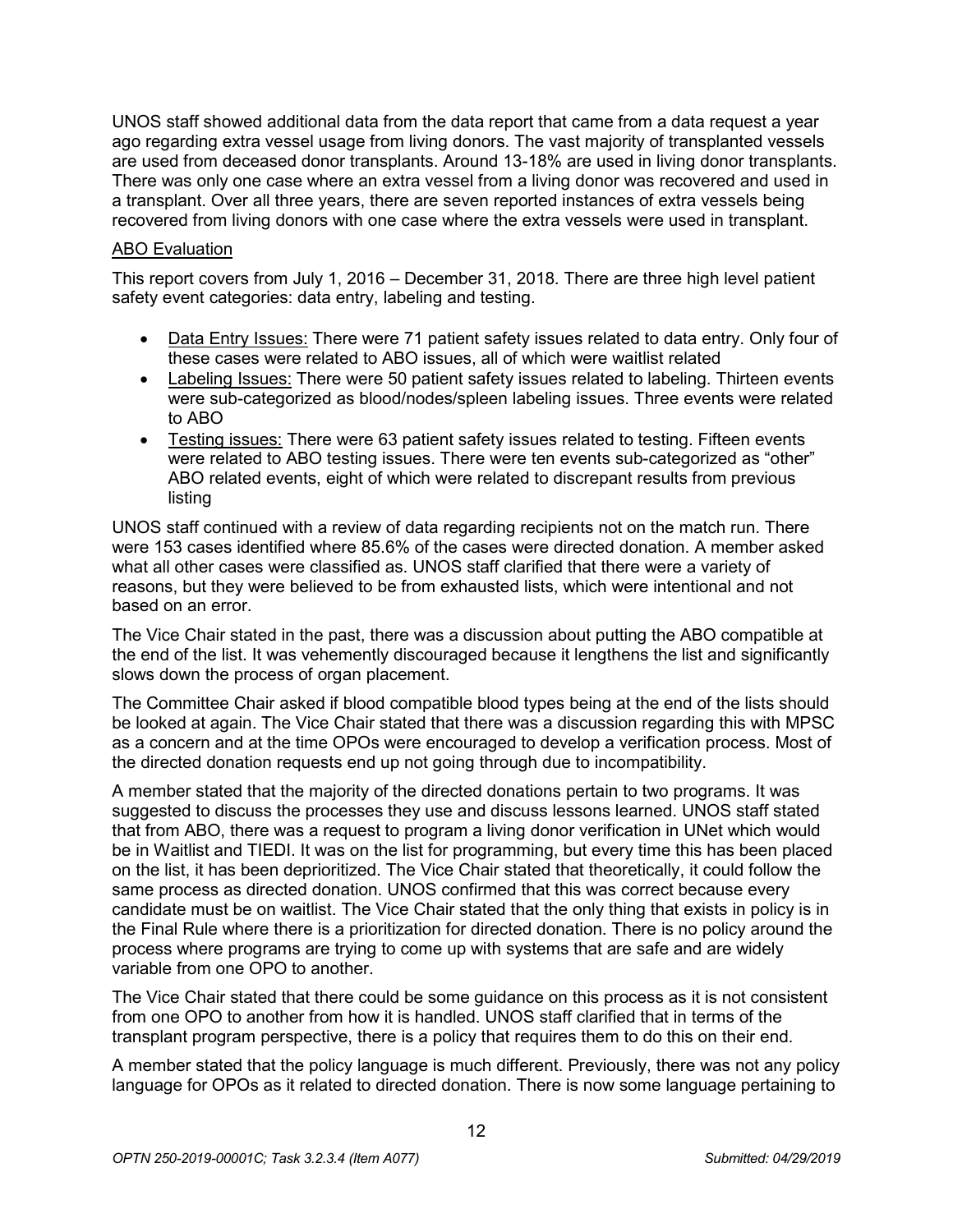UNOS staff showed additional data from the data report that came from a data request a year ago regarding extra vessel usage from living donors. The vast majority of transplanted vessels are used from deceased donor transplants. Around 13-18% are used in living donor transplants. There was only one case where an extra vessel from a living donor was recovered and used in a transplant. Over all three years, there are seven reported instances of extra vessels being recovered from living donors with one case where the extra vessels were used in transplant.

<u>ABO Evaluation</u>

This report covers from July 1, 2016 – December 31, 2018. There are three high level patient safety event categories: data entry, labeling and testing.

- <u>Data Entry Issues:</u> There were 71 patient safety issues related to data entry. Only four of these cases were related to ABO issues, all of which were waitlist related
- <u>Labeling Issues:</u> There were 50 patient safety issues related to labeling. Thirteen events were sub-categorized as blood/nodes/spleen labeling issues. Three events were related to ABO
- <u>Testing issues:</u> There were 63 patient safety issues related to testing. Fifteen events were related to ABO testing issues. There were ten events sub-categorized as "other" ABO related events, eight of which were related to discrepant results from previous listing

UNOS staff continued with a review of data regarding recipients not on the match run. There were 153 cases identified where 85.6% of the cases were directed donation. A member asked what all other cases were classified as. UNOS staff clarified that there were a variety of reasons, but they were believed to be from exhausted lists, which were intentional and not based on an error.

The Vice Chair stated in the past, there was a discussion about putting the ABO compatible at the end of the list. It was vehemently discouraged because it lengthens the list and significantly slows down the process of organ placement.

The Committee Chair asked if blood compatible blood types being at the end of the lists should be looked at again. The Vice Chair stated that there was a discussion regarding this with MPSC as a concern and at the time OPOs were encouraged to develop a verification process. Most of the directed donation requests end up not going through due to incompatibility.

A member stated that the majority of the directed donations pertain to two programs. It was suggested to discuss the processes they use and discuss lessons learned. UNOS staff stated that from ABO, there was a request to program a living donor verification in UNet which would be in Waitlist and TIEDI. It was on the list for programming, but every time this has been placed on the list, it has been deprioritized. The Vice Chair stated that theoretically, it could follow the same process as directed donation. UNOS confirmed that this was correct because every candidate must be on waitlist. The Vice Chair stated that the only thing that exists in policy is in the Final Rule where there is a prioritization for directed donation. There is no policy around the process where programs are trying to come up with systems that are safe and are widely variable from one OPO to another.

The Vice Chair stated that there could be some guidance on this process as it is not consistent from one OPO to another from how it is handled. UNOS staff clarified that in terms of the transplant program perspective, there is a policy that requires them to do this on their end.

A member stated that the policy language is much different. Previously, there was not any policy language for OPOs as it related to directed donation. There is now some language pertaining to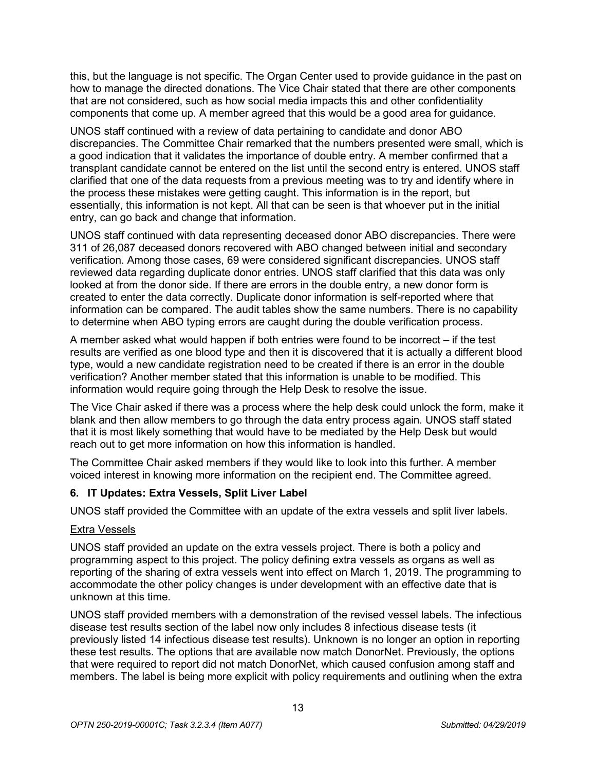this, but the language is not specific. The Organ Center used to provide guidance in the past on how to manage the directed donations. The Vice Chair stated that there are other components that are not considered, such as how social media impacts this and other confidentiality components that come up. A member agreed that this would be a good area for guidance.

UNOS staff continued with a review of data pertaining to candidate and donor ABO discrepancies. The Committee Chair remarked that the numbers presented were small, which is a good indication that it validates the importance of double entry. A member confirmed that a transplant candidate cannot be entered on the list until the second entry is entered. UNOS staff clarified that one of the data requests from a previous meeting was to try and identify where in the process these mistakes were getting caught. This information is in the report, but essentially, this information is not kept. All that can be seen is that whoever put in the initial entry, can go back and change that information.

UNOS staff continued with data representing deceased donor ABO discrepancies. There were 311 of 26,087 deceased donors recovered with ABO changed between initial and secondary verification. Among those cases, 69 were considered significant discrepancies. UNOS staff reviewed data regarding duplicate donor entries. UNOS staff clarified that this data was only looked at from the donor side. If there are errors in the double entry, a new donor form is created to enter the data correctly. Duplicate donor information is self-reported where that information can be compared. The audit tables show the same numbers. There is no capability to determine when ABO typing errors are caught during the double verification process.

A member asked what would happen if both entries were found to be incorrect – if the test results are verified as one blood type and then it is discovered that it is actually a different blood type, would a new candidate registration need to be created if there is an error in the double verification? Another member stated that this information is unable to be modified. This information would require going through the Help Desk to resolve the issue.

The Vice Chair asked if there was a process where the help desk could unlock the form, make it blank and then allow members to go through the data entry process again. UNOS staff stated that it is most likely something that would have to be mediated by the Help Desk but would reach out to get more information on how this information is handled.

The Committee Chair asked members if they would like to look into this further. A member voiced interest in knowing more information on the recipient end. The Committee agreed.

### 6. IT Updates: Extra Vessels, Split Liver Label

UNOS staff provided the Committee with an update of the extra vessels and split liver labels.

#### Extra Vessels

UNOS staff provided an update on the extra vessels project. There is both a policy and programming aspect to this project. The policy defining extra vessels as organs as well as reporting of the sharing of extra vessels went into effect on March 1, 2019. The programming to accommodate the other policy changes is under development with an effective date that is unknown at this time.

UNOS staff provided members with a demonstration of the revised vessel labels. The infectious disease test results section of the label now only includes 8 infectious disease tests (it previously listed 14 infectious disease test results). Unknown is no longer an option in reporting these test results. The options that are available now match DonorNet. Previously, the options that were required to report did not match DonorNet, which caused confusion among staff and members. The label is being more explicit with policy requirements and outlining when the extra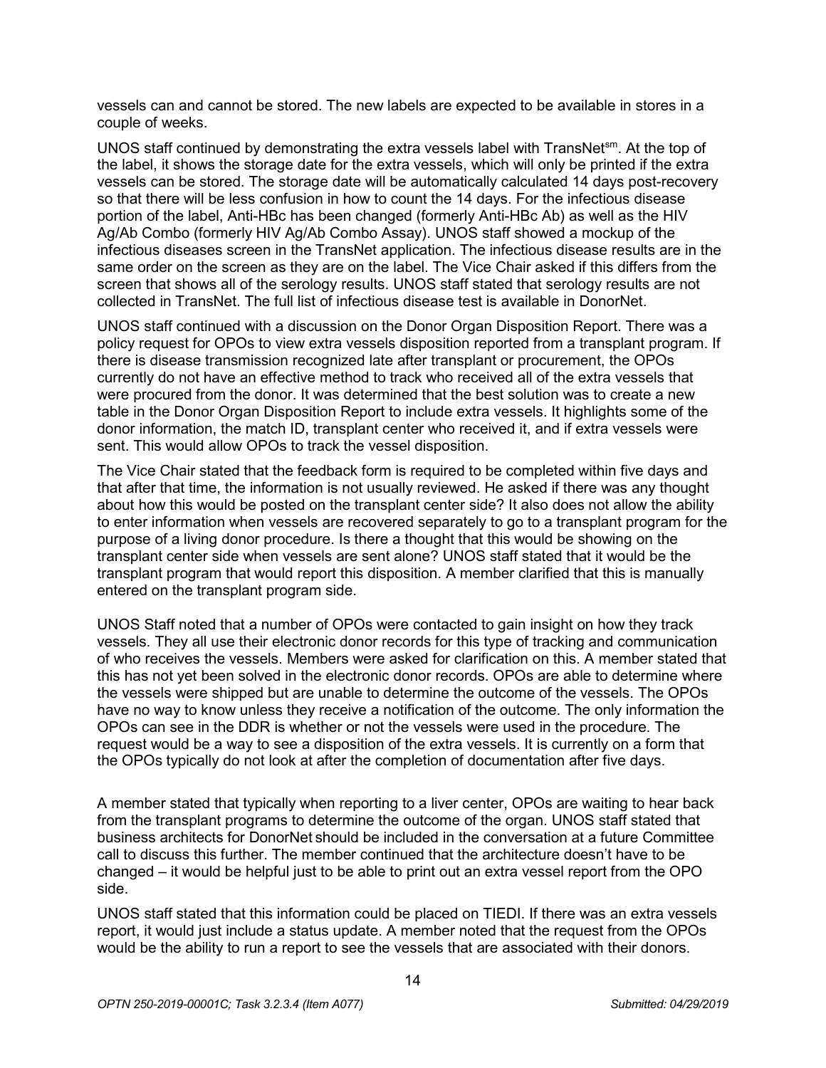vessels can and cannot be stored. The new labels are expected to be available in stores in a couple of weeks.

UNOS staff continued by demonstrating the extra vessels label with TransNet[sm]. At the top of the label, it shows the storage date for the extra vessels, which will only be printed if the extra vessels can be stored. The storage date will be automatically calculated 14 days post-recovery so that there will be less confusion in how to count the 14 days. For the infectious disease portion of the label, Anti-HBc has been changed (formerly Anti-HBc Ab) as well as the HIV Ag/Ab Combo (formerly HIV Ag/Ab Combo Assay). UNOS staff showed a mockup of the infectious diseases screen in the TransNet application. The infectious disease results are in the same order on the screen as they are on the label. The Vice Chair asked if this differs from the screen that shows all of the serology results. UNOS staff stated that serology results are not collected in TransNet. The full list of infectious disease test is available in DonorNet.

UNOS staff continued with a discussion on the Donor Organ Disposition Report. There was a policy request for OPOs to view extra vessels disposition reported from a transplant program. If there is disease transmission recognized late after transplant or procurement, the OPOs currently do not have an effective method to track who received all of the extra vessels that were procured from the donor. It was determined that the best solution was to create a new table in the Donor Organ Disposition Report to include extra vessels. It highlights some of the donor information, the match ID, transplant center who received it, and if extra vessels were sent. This would allow OPOs to track the vessel disposition.

The Vice Chair stated that the feedback form is required to be completed within five days and that after that time, the information is not usually reviewed. He asked if there was any thought about how this would be posted on the transplant center side? It also does not allow the ability to enter information when vessels are recovered separately to go to a transplant program for the purpose of a living donor procedure. Is there a thought that this would be showing on the transplant center side when vessels are sent alone? UNOS staff stated that it would be the transplant program that would report this disposition. A member clarified that this is manually entered on the transplant program side.

UNOS Staff noted that a number of OPOs were contacted to gain insight on how they track vessels. They all use their electronic donor records for this type of tracking and communication of who receives the vessels. Members were asked for clarification on this. A member stated that this has not yet been solved in the electronic donor records. OPOs are able to determine where the vessels were shipped but are unable to determine the outcome of the vessels. The OPOs have no way to know unless they receive a notification of the outcome. The only information the OPOs can see in the DDR is whether or not the vessels were used in the procedure. The request would be a way to see a disposition of the extra vessels. It is currently on a form that the OPOs typically do not look at after the completion of documentation after five days.

A member stated that typically when reporting to a liver center, OPOs are waiting to hear back from the transplant programs to determine the outcome of the organ. UNOS staff stated that business architects for DonorNet should be included in the conversation at a future Committee call to discuss this further. The member continued that the architecture doesn't have to be changed – it would be helpful just to be able to print out an extra vessel report from the OPO side.

UNOS staff stated that this information could be placed on TIEDI. If there was an extra vessels report, it would just include a status update. A member noted that the request from the OPOs would be the ability to run a report to see the vessels that are associated with their donors.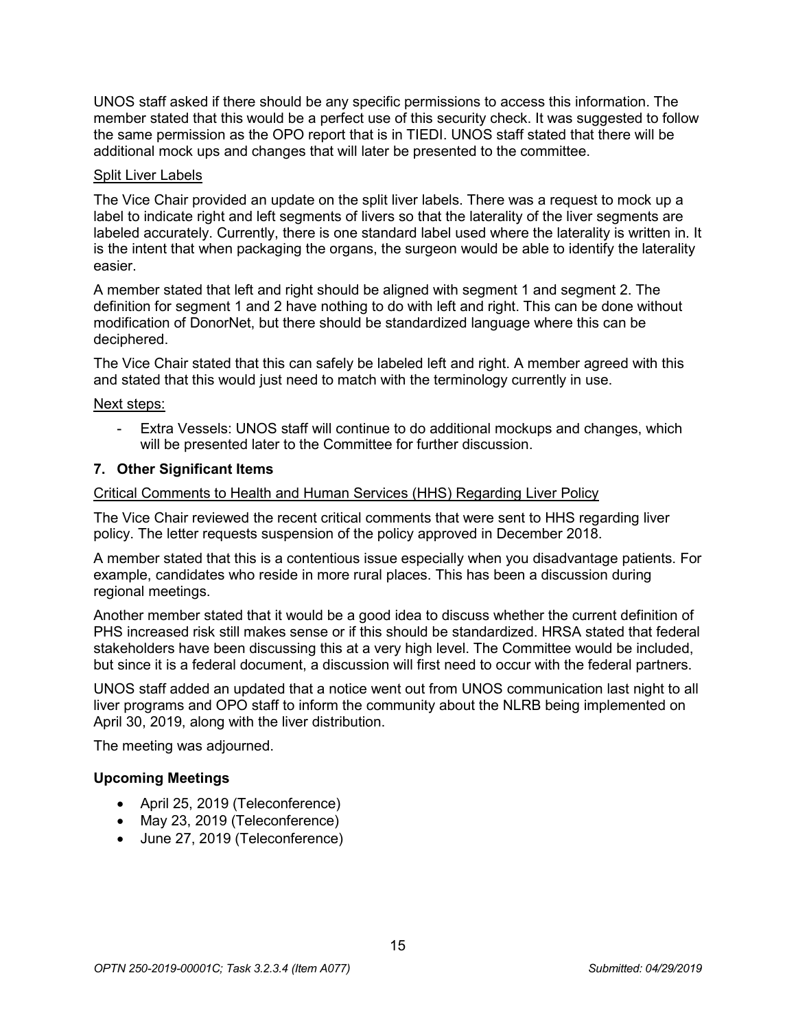UNOS staff asked if there should be any specific permissions to access this information. The member stated that this would be a perfect use of this security check. It was suggested to follow the same permission as the OPO report that is in TIEDI. UNOS staff stated that there will be additional mock ups and changes that will later be presented to the committee.

Split Liver Labels

The Vice Chair provided an update on the split liver labels. There was a request to mock up a label to indicate right and left segments of livers so that the laterality of the liver segments are labeled accurately. Currently, there is one standard label used where the laterality is written in. It is the intent that when packaging the organs, the surgeon would be able to identify the laterality easier.

A member stated that left and right should be aligned with segment 1 and segment 2. The definition for segment 1 and 2 have nothing to do with left and right. This can be done without modification of DonorNet, but there should be standardized language where this can be deciphered.

The Vice Chair stated that this can safely be labeled left and right. A member agreed with this and stated that this would just need to match with the terminology currently in use.

Next steps:

- Extra Vessels: UNOS staff will continue to do additional mockups and changes, which will be presented later to the Committee for further discussion.

## 7. Other Significant Items

Critical Comments to Health and Human Services (HHS) Regarding Liver Policy

The Vice Chair reviewed the recent critical comments that were sent to HHS regarding liver policy. The letter requests suspension of the policy approved in December 2018.

A member stated that this is a contentious issue especially when you disadvantage patients. For example, candidates who reside in more rural places. This has been a discussion during regional meetings.

Another member stated that it would be a good idea to discuss whether the current definition of PHS increased risk still makes sense or if this should be standardized. HRSA stated that federal stakeholders have been discussing this at a very high level. The Committee would be included, but since it is a federal document, a discussion will first need to occur with the federal partners.

UNOS staff added an updated that a notice went out from UNOS communication last night to all liver programs and OPO staff to inform the community about the NLRB being implemented on April 30, 2019, along with the liver distribution.

The meeting was adjourned.

## Upcoming Meetings

- April 25, 2019 (Teleconference)
- May 23, 2019 (Teleconference)
- June 27, 2019 (Teleconference)